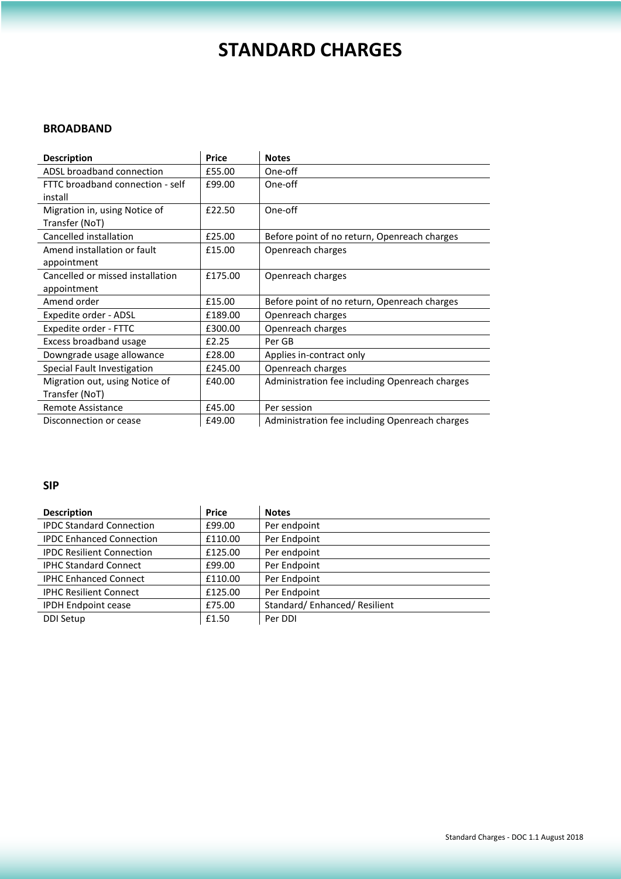# STANDARD CHARGES

## BROADBAND

| Description | Price | Notes |
|---|---|---|
| ADSL broadband connection | £55.00 | One-off |
| FTTC broadband connection - self install | £99.00 | One-off |
| Migration in, using Notice of Transfer (NoT) | £22.50 | One-off |
| Cancelled installation | £25.00 | Before point of no return, Openreach charges |
| Amend installation or fault appointment | £15.00 | Openreach charges |
| Cancelled or missed installation appointment | £175.00 | Openreach charges |
| Amend order | £15.00 | Before point of no return, Openreach charges |
| Expedite order - ADSL | £189.00 | Openreach charges |
| Expedite order - FTTC | £300.00 | Openreach charges |
| Excess broadband usage | £2.25 | Per GB |
| Downgrade usage allowance | £28.00 | Applies in-contract only |
| Special Fault Investigation | £245.00 | Openreach charges |
| Migration out, using Notice of Transfer (NoT) | £40.00 | Administration fee including Openreach charges |
| Remote Assistance | £45.00 | Per session |
| Disconnection or cease | £49.00 | Administration fee including Openreach charges |

## SIP

| Description | Price | Notes |
|---|---|---|
| IPDC Standard Connection | £99.00 | Per endpoint |
| IPDC Enhanced Connection | £110.00 | Per Endpoint |
| IPDC Resilient Connection | £125.00 | Per endpoint |
| IPHC Standard Connect | £99.00 | Per Endpoint |
| IPHC Enhanced Connect | £110.00 | Per Endpoint |
| IPHC Resilient Connect | £125.00 | Per Endpoint |
| IPDH Endpoint cease | £75.00 | Standard/ Enhanced/ Resilient |
| DDI Setup | £1.50 | Per DDI |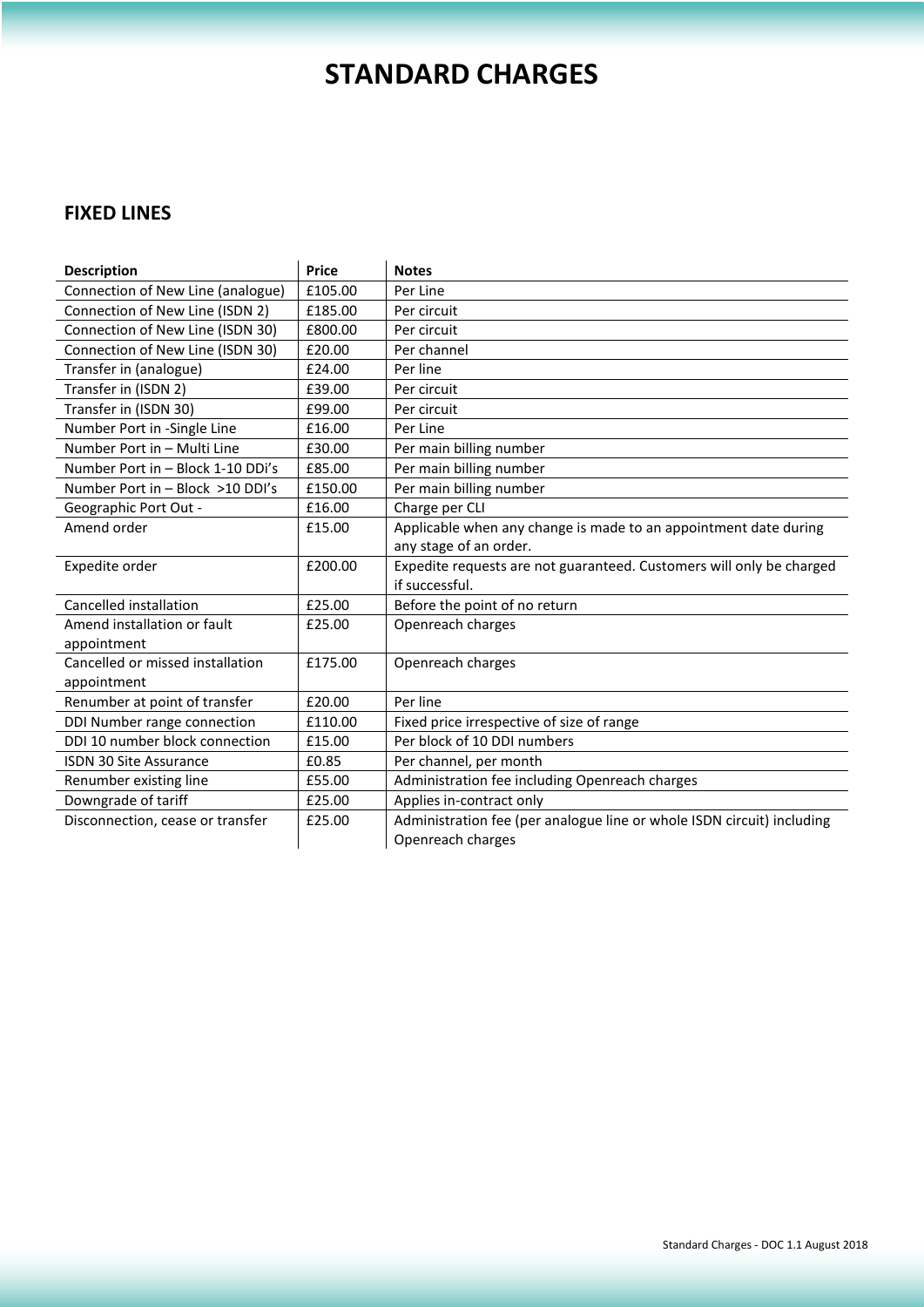# STANDARD CHARGES

## FIXED LINES

| Description | Price | Notes |
| --- | --- | --- |
| Connection of New Line (analogue) | £105.00 | Per Line |
| Connection of New Line (ISDN 2) | £185.00 | Per circuit |
| Connection of New Line (ISDN 30) | £800.00 | Per circuit |
| Connection of New Line (ISDN 30) | £20.00 | Per channel |
| Transfer in (analogue) | £24.00 | Per line |
| Transfer in (ISDN 2) | £39.00 | Per circuit |
| Transfer in (ISDN 30) | £99.00 | Per circuit |
| Number Port in -Single Line | £16.00 | Per Line |
| Number Port in – Multi Line | £30.00 | Per main billing number |
| Number Port in – Block 1-10 DDi's | £85.00 | Per main billing number |
| Number Port in – Block >10 DDI's | £150.00 | Per main billing number |
| Geographic Port Out - | £16.00 | Charge per CLI |
| Amend order | £15.00 | Applicable when any change is made to an appointment date during any stage of an order. |
| Expedite order | £200.00 | Expedite requests are not guaranteed. Customers will only be charged if successful. |
| Cancelled installation | £25.00 | Before the point of no return |
| Amend installation or fault appointment | £25.00 | Openreach charges |
| Cancelled or missed installation appointment | £175.00 | Openreach charges |
| Renumber at point of transfer | £20.00 | Per line |
| DDI Number range connection | £110.00 | Fixed price irrespective of size of range |
| DDI 10 number block connection | £15.00 | Per block of 10 DDI numbers |
| ISDN 30 Site Assurance | £0.85 | Per channel, per month |
| Renumber existing line | £55.00 | Administration fee including Openreach charges |
| Downgrade of tariff | £25.00 | Applies in-contract only |
| Disconnection, cease or transfer | £25.00 | Administration fee (per analogue line or whole ISDN circuit) including Openreach charges |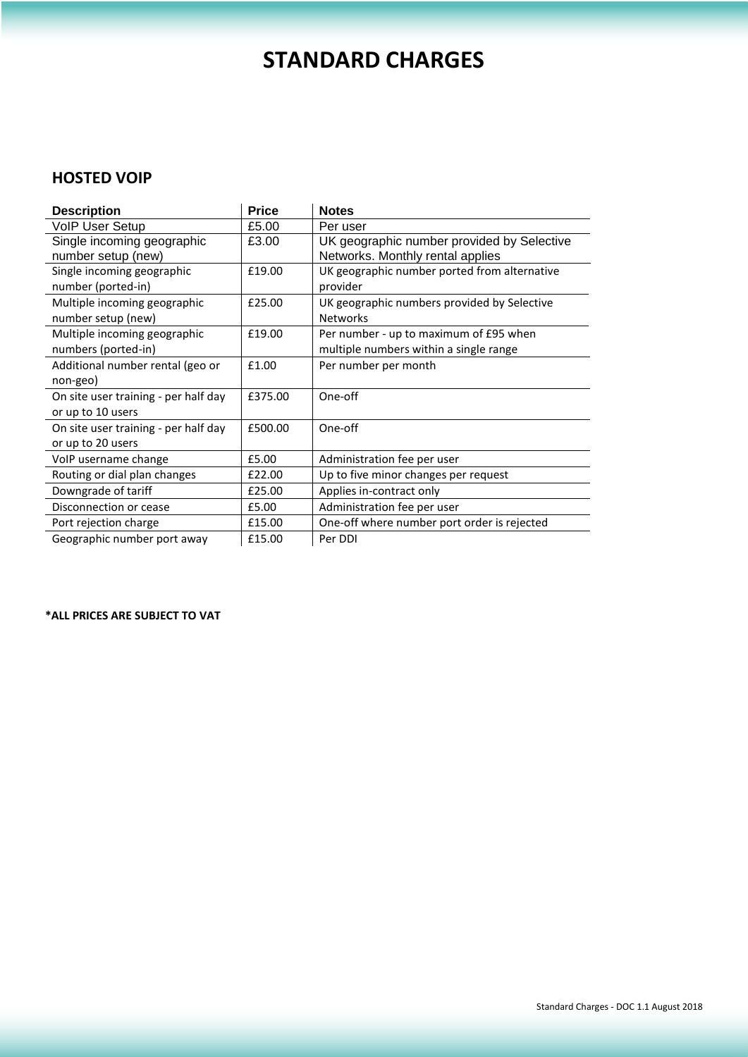# STANDARD CHARGES

## HOSTED VOIP

| Description | Price | Notes |
|---|---|---|
| VoIP User Setup | £5.00 | Per user |
| Single incoming geographic number setup (new) | £3.00 | UK geographic number provided by Selective Networks. Monthly rental applies |
| Single incoming geographic number (ported-in) | £19.00 | UK geographic number ported from alternative provider |
| Multiple incoming geographic number setup (new) | £25.00 | UK geographic numbers provided by Selective Networks |
| Multiple incoming geographic numbers (ported-in) | £19.00 | Per number - up to maximum of £95 when multiple numbers within a single range |
| Additional number rental (geo or non-geo) | £1.00 | Per number per month |
| On site user training - per half day or up to 10 users | £375.00 | One-off |
| On site user training - per half day or up to 20 users | £500.00 | One-off |
| VoIP username change | £5.00 | Administration fee per user |
| Routing or dial plan changes | £22.00 | Up to five minor changes per request |
| Downgrade of tariff | £25.00 | Applies in-contract only |
| Disconnection or cease | £5.00 | Administration fee per user |
| Port rejection charge | £15.00 | One-off where number port order is rejected |
| Geographic number port away | £15.00 | Per DDI |

**\*ALL PRICES ARE SUBJECT TO VAT**